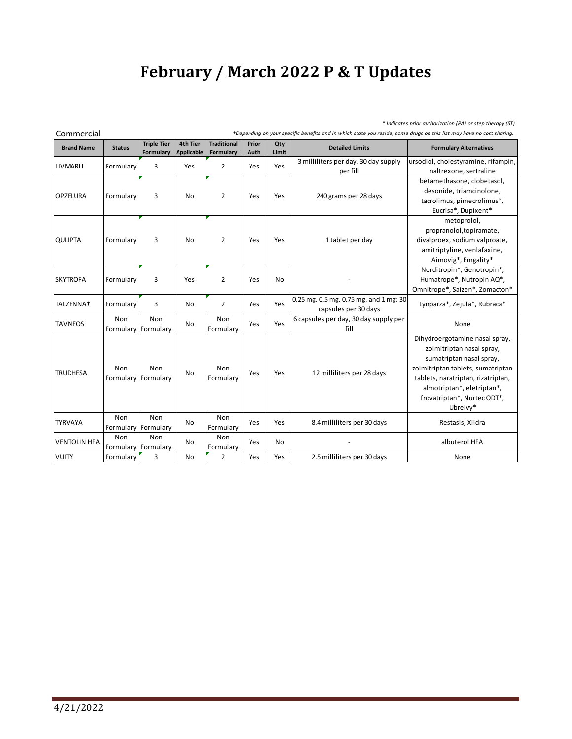# February / March 2022 P & T Updates

*\* Indicates prior authorization (PA) or step therapy (ST)*

Commercial

*†Depending on your specific benefits and in which state you reside, some drugs on this list may have no cost sharing.*

| Brand Name | Status | Triple Tier Formulary | 4th Tier Applicable | Traditional Formulary | Prior Auth | Qty Limit | Detailed Limits | Formulary Alternatives |
|---|---|---|---|---|---|---|---|---|
| LIVMARLI | Formulary | 3 | Yes | 2 | Yes | Yes | 3 milliliters per day, 30 day supply per fill | ursodiol, cholestyramine, rifampin, naltrexone, sertraline |
| OPZELURA | Formulary | 3 | No | 2 | Yes | Yes | 240 grams per 28 days | betamethasone, clobetasol, desonide, triamcinolone, tacrolimus, pimecrolimus*, Eucrisa*, Dupixent* |
| QULIPTA | Formulary | 3 | No | 2 | Yes | Yes | 1 tablet per day | metoprolol, propranolol,topiramate, divalproex, sodium valproate, amitriptyline, venlafaxine, Aimovig*, Emgality* |
| SKYTROFA | Formulary | 3 | Yes | 2 | Yes | No | - | Norditropin*, Genotropin*, Humatrope*, Nutropin AQ*, Omnitrope*, Saizen*, Zomacton* |
| TALZENNA† | Formulary | 3 | No | 2 | Yes | Yes | 0.25 mg, 0.5 mg, 0.75 mg, and 1 mg: 30 capsules per 30 days | Lynparza*, Zejula*, Rubraca* |
| TAVNEOS | Non Formulary | Non Formulary | No | Non Formulary | Yes | Yes | 6 capsules per day, 30 day supply per fill | None |
| TRUDHESA | Non Formulary | Non Formulary | No | Non Formulary | Yes | Yes | 12 milliliters per 28 days | Dihydroergotamine nasal spray, zolmitriptan nasal spray, sumatriptan nasal spray, zolmitriptan tablets, sumatriptan tablets, naratriptan, rizatriptan, almotriptan*, eletriptan*, frovatriptan*, Nurtec ODT*, Ubrelvy* |
| TYRVAYA | Non Formulary | Non Formulary | No | Non Formulary | Yes | Yes | 8.4 milliliters per 30 days | Restasis, Xiidra |
| VENTOLIN HFA | Non Formulary | Non Formulary | No | Non Formulary | Yes | No | - | albuterol HFA |
| VUITY | Formulary | 3 | No | 2 | Yes | Yes | 2.5 milliliters per 30 days | None |

4/21/2022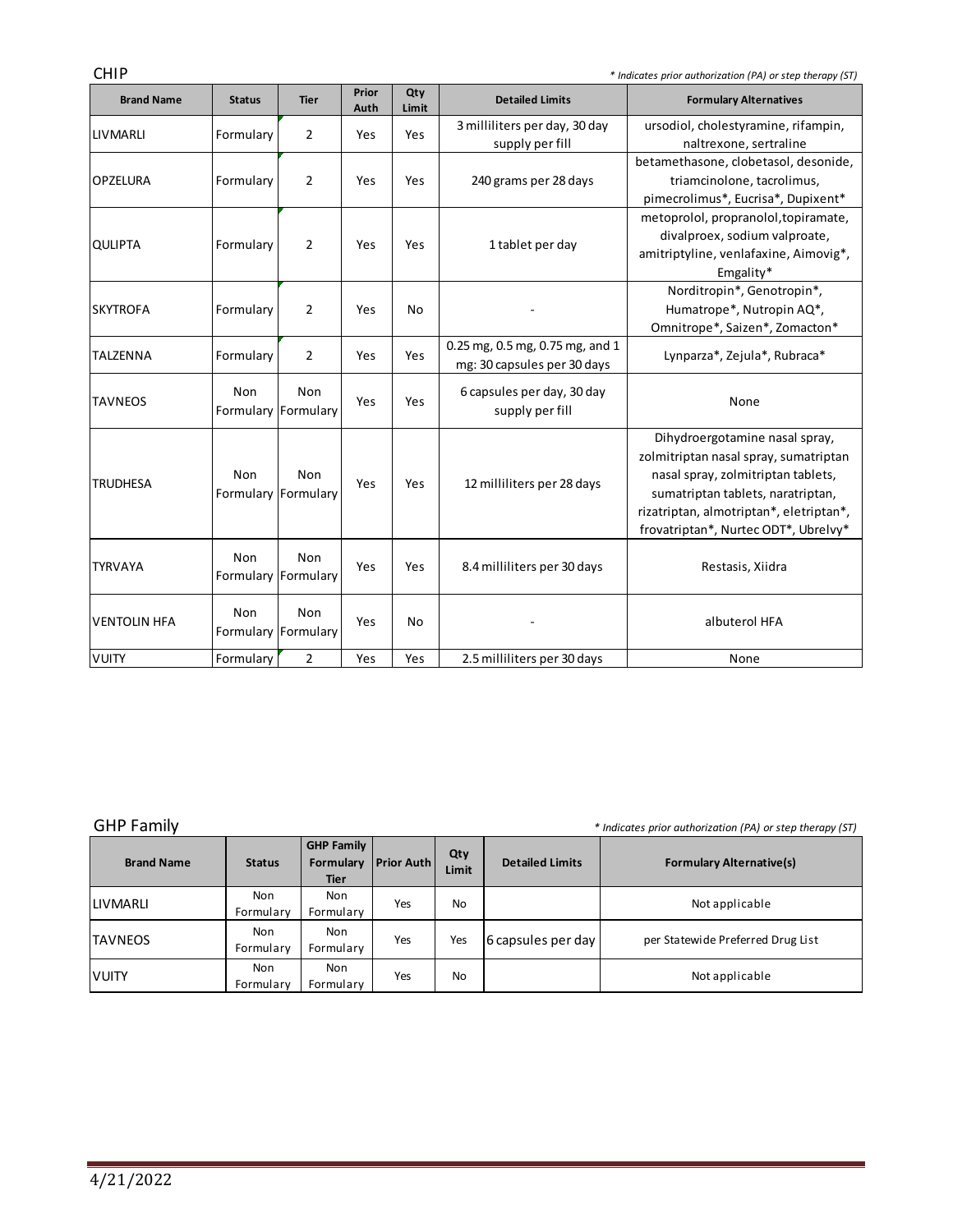## CHIP

*\* Indicates prior authorization (PA) or step therapy (ST)*

| Brand Name | Status | Tier | Prior Auth | Qty Limit | Detailed Limits | Formulary Alternatives |
|---|---|---|---|---|---|---|
| LIVMARLI | Formulary | 2 | Yes | Yes | 3 milliliters per day, 30 day supply per fill | ursodiol, cholestyramine, rifampin, naltrexone, sertraline |
| OPZELURA | Formulary | 2 | Yes | Yes | 240 grams per 28 days | betamethasone, clobetasol, desonide, triamcinolone, tacrolimus, pimecrolimus*, Eucrisa*, Dupixent* |
| QULIPTA | Formulary | 2 | Yes | Yes | 1 tablet per day | metoprolol, propranolol,topiramate, divalproex, sodium valproate, amitriptyline, venlafaxine, Aimovig*, Emgality* |
| SKYTROFA | Formulary | 2 | Yes | No | - | Norditropin*, Genotropin*, Humatrope*, Nutropin AQ*, Omnitrope*, Saizen*, Zomacton* |
| TALZENNA | Formulary | 2 | Yes | Yes | 0.25 mg, 0.5 mg, 0.75 mg, and 1 mg: 30 capsules per 30 days | Lynparza*, Zejula*, Rubraca* |
| TAVNEOS | Non Formulary | Non Formulary | Yes | Yes | 6 capsules per day, 30 day supply per fill | None |
| TRUDHESA | Non Formulary | Non Formulary | Yes | Yes | 12 milliliters per 28 days | Dihydroergotamine nasal spray, zolmitriptan nasal spray, sumatriptan nasal spray, zolmitriptan tablets, sumatriptan tablets, naratriptan, rizatriptan, almotriptan*, eletriptan*, frovatriptan*, Nurtec ODT*, Ubrelvy* |
| TYRVAYA | Non Formulary | Non Formulary | Yes | Yes | 8.4 milliliters per 30 days | Restasis, Xiidra |
| VENTOLIN HFA | Non Formulary | Non Formulary | Yes | No | - | albuterol HFA |
| VUITY | Formulary | 2 | Yes | Yes | 2.5 milliliters per 30 days | None |

## GHP Family

*\* Indicates prior authorization (PA) or step therapy (ST)*

| Brand Name | Status | GHP Family Formulary Tier | Prior Auth | Qty Limit | Detailed Limits | Formulary Alternative(s) |
|---|---|---|---|---|---|---|
| LIVMARLI | Non Formulary | Non Formulary | Yes | No | | Not applicable |
| TAVNEOS | Non Formulary | Non Formulary | Yes | Yes | 6 capsules per day | per Statewide Preferred Drug List |
| VUITY | Non Formulary | Non Formulary | Yes | No | | Not applicable |

4/21/2022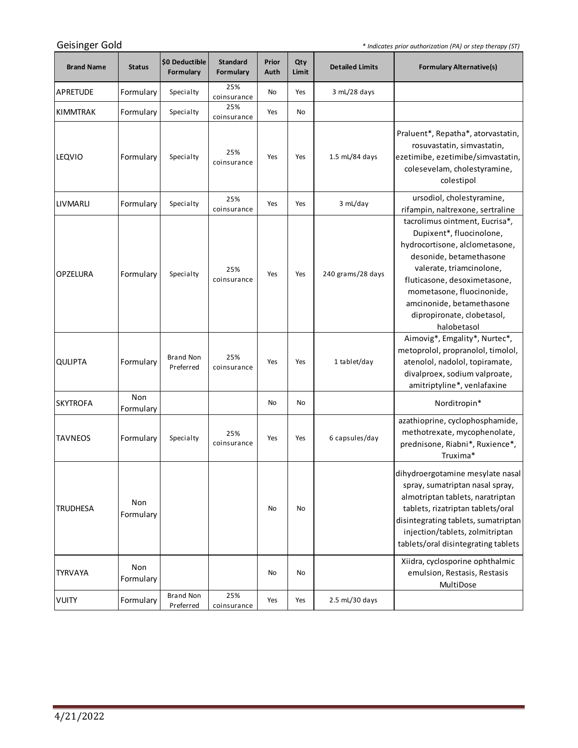Geisinger Gold

*\* Indicates prior authorization (PA) or step therapy (ST)*

| Brand Name | Status | $0 Deductible Formulary | Standard Formulary | Prior Auth | Qty Limit | Detailed Limits | Formulary Alternative(s) |
|---|---|---|---|---|---|---|---|
| APRETUDE | Formulary | Specialty | 25% coinsurance | No | Yes | 3 mL/28 days | |
| KIMMTRAK | Formulary | Specialty | 25% coinsurance | Yes | No | | |
| LEQVIO | Formulary | Specialty | 25% coinsurance | Yes | Yes | 1.5 mL/84 days | Praluent*, Repatha*, atorvastatin, rosuvastatin, simvastatin, ezetimibe, ezetimibe/simvastatin, colesevelam, cholestyramine, colestipol |
| LIVMARLI | Formulary | Specialty | 25% coinsurance | Yes | Yes | 3 mL/day | ursodiol, cholestyramine, rifampin, naltrexone, sertraline |
| OPZELURA | Formulary | Specialty | 25% coinsurance | Yes | Yes | 240 grams/28 days | tacrolimus ointment, Eucrisa*, Dupixent*, fluocinolone, hydrocortisone, alclometasone, desonide, betamethasone valerate, triamcinolone, fluticasone, desoximetasone, mometasone, fluocinonide, amcinonide, betamethasone dipropironate, clobetasol, halobetasol |
| QULIPTA | Formulary | Brand Non Preferred | 25% coinsurance | Yes | Yes | 1 tablet/day | Aimovig*, Emgality*, Nurtec*, metoprolol, propranolol, timolol, atenolol, nadolol, topiramate, divalproex, sodium valproate, amitriptyline*, venlafaxine |
| SKYTROFA | Non Formulary | | | No | No | | Norditropin* |
| TAVNEOS | Formulary | Specialty | 25% coinsurance | Yes | Yes | 6 capsules/day | azathioprine, cyclophosphamide, methotrexate, mycophenolate, prednisone, Riabni*, Ruxience*, Truxima* |
| TRUDHESA | Non Formulary | | | No | No | | dihydroergotamine mesylate nasal spray, sumatriptan nasal spray, almotriptan tablets, naratriptan tablets, rizatriptan tablets/oral disintegrating tablets, sumatriptan injection/tablets, zolmitriptan tablets/oral disintegrating tablets |
| TYRVAYA | Non Formulary | | | No | No | | Xiidra, cyclosporine ophthalmic emulsion, Restasis, Restasis MultiDose |
| VUITY | Formulary | Brand Non Preferred | 25% coinsurance | Yes | Yes | 2.5 mL/30 days | |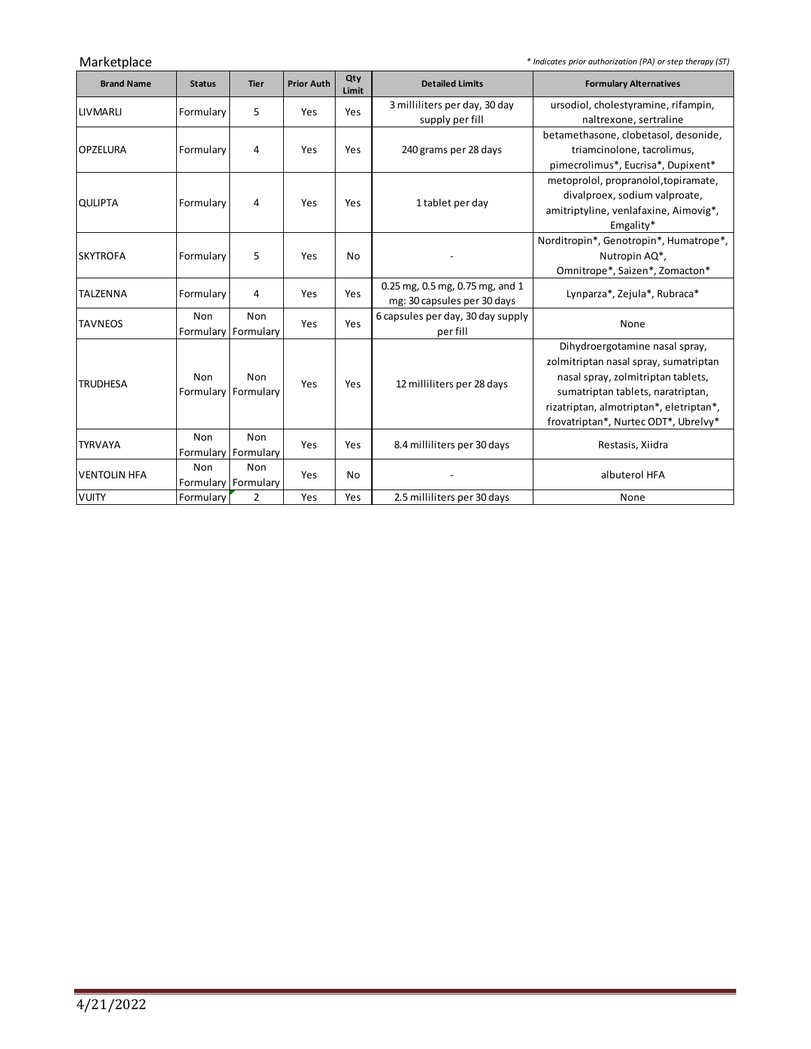Marketplace

*\* Indicates prior authorization (PA) or step therapy (ST)*

| Brand Name | Status | Tier | Prior Auth | Qty Limit | Detailed Limits | Formulary Alternatives |
|---|---|---|---|---|---|---|
| LIVMARLI | Formulary | 5 | Yes | Yes | 3 milliliters per day, 30 day supply per fill | ursodiol, cholestyramine, rifampin, naltrexone, sertraline |
| OPZELURA | Formulary | 4 | Yes | Yes | 240 grams per 28 days | betamethasone, clobetasol, desonide, triamcinolone, tacrolimus, pimecrolimus*, Eucrisa*, Dupixent* |
| QULIPTA | Formulary | 4 | Yes | Yes | 1 tablet per day | metoprolol, propranolol,topiramate, divalproex, sodium valproate, amitriptyline, venlafaxine, Aimovig*, Emgality* |
| SKYTROFA | Formulary | 5 | Yes | No | - | Norditropin*, Genotropin*, Humatrope*, Nutropin AQ*, Omnitrope*, Saizen*, Zomacton* |
| TALZENNA | Formulary | 4 | Yes | Yes | 0.25 mg, 0.5 mg, 0.75 mg, and 1 mg: 30 capsules per 30 days | Lynparza*, Zejula*, Rubraca* |
| TAVNEOS | Non Formulary | Non Formulary | Yes | Yes | 6 capsules per day, 30 day supply per fill | None |
| TRUDHESA | Non Formulary | Non Formulary | Yes | Yes | 12 milliliters per 28 days | Dihydroergotamine nasal spray, zolmitriptan nasal spray, sumatriptan nasal spray, zolmitriptan tablets, sumatriptan tablets, naratriptan, rizatriptan, almotriptan*, eletriptan*, frovatriptan*, Nurtec ODT*, Ubrelvy* |
| TYRVAYA | Non Formulary | Non Formulary | Yes | Yes | 8.4 milliliters per 30 days | Restasis, Xiidra |
| VENTOLIN HFA | Non Formulary | Non Formulary | Yes | No | - | albuterol HFA |
| VUITY | Formulary | 2 | Yes | Yes | 2.5 milliliters per 30 days | None |

4/21/2022